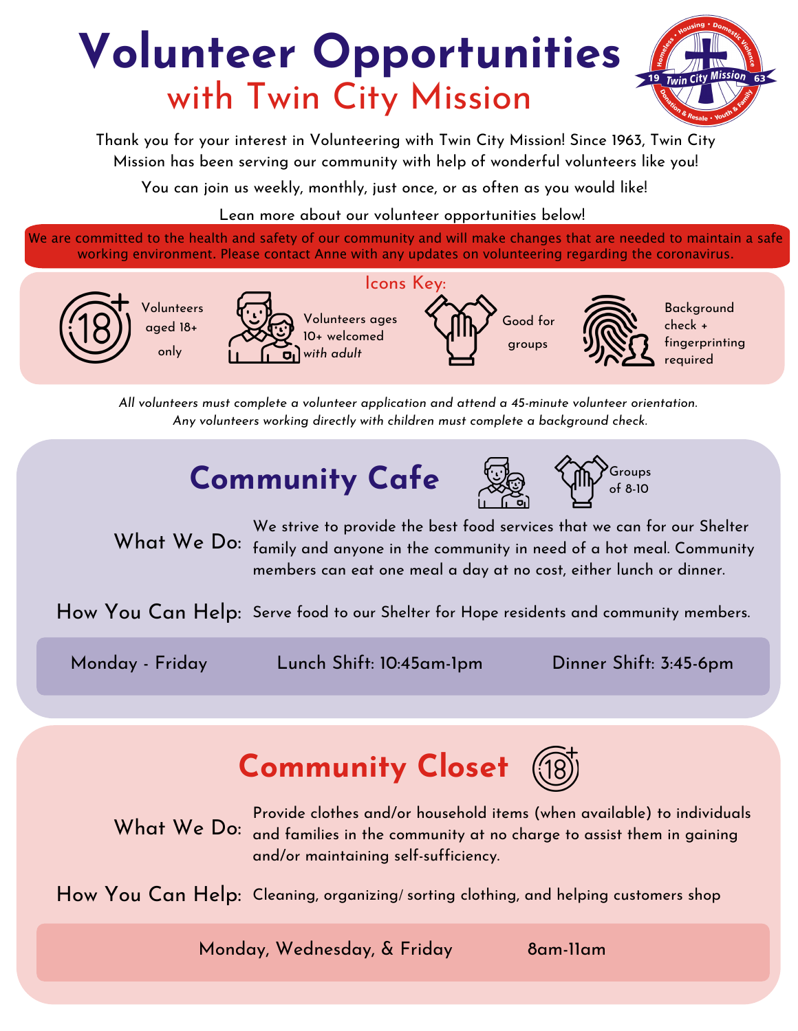# Volunteer Opportunities

## with Twin City Mission

Thank you for your interest in Volunteering with Twin City Mission! Since 1963, Twin City Mission has been serving our community with help of wonderful volunteers like you!

You can join us weekly, monthly, just once, or as often as you would like!

Lean more about our volunteer opportunities below!

We are committed to the health and safety of our community and will make changes that are needed to maintain a safe working environment. Please contact Anne with any updates on volunteering regarding the coronavirus.

**Icons Key:**

- Volunteers aged 18+ only
- Volunteers ages 10+ welcomed *with adult*
- Good for groups
- Background check + fingerprinting required

*All volunteers must complete a volunteer application and attend a 45-minute volunteer orientation. Any volunteers working directly with children must complete a background check.*

## Community Cafe

Groups of 8-10

**What We Do:** We strive to provide the best food services that we can for our Shelter family and anyone in the community in need of a hot meal. Community members can eat one meal a day at no cost, either lunch or dinner.

**How You Can Help:** Serve food to our Shelter for Hope residents and community members.

| Monday - Friday | Lunch Shift: 10:45am-1pm | Dinner Shift: 3:45-6pm |
|---|---|---|

## Community Closet

**What We Do:** Provide clothes and/or household items (when available) to individuals and families in the community at no charge to assist them in gaining and/or maintaining self-sufficiency.

**How You Can Help:** Cleaning, organizing/ sorting clothing, and helping customers shop

| Monday, Wednesday, & Friday | 8am-11am |
|---|---|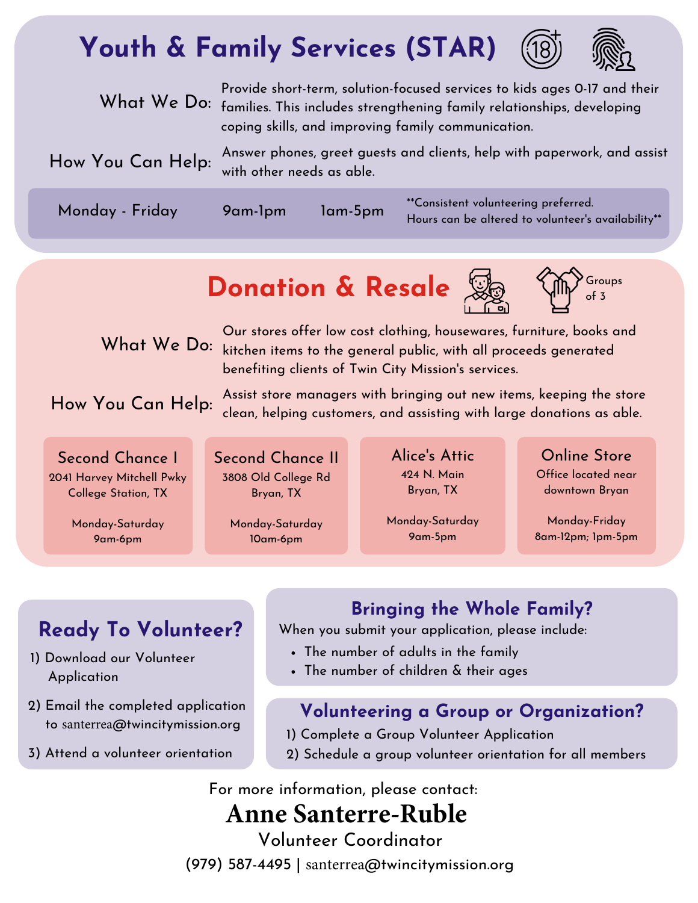# Youth & Family Services (STAR)

**What We Do:** Provide short-term, solution-focused services to kids ages 0-17 and their families. This includes strengthening family relationships, developing coping skills, and improving family communication.

**How You Can Help:** Answer phones, greet guests and clients, help with paperwork, and assist with other needs as able.

Monday - Friday | 9am-1pm | 1am-5pm

**Consistent volunteering preferred. Hours can be altered to volunteer's availability**

# Donation & Resale

Groups of 3

**What We Do:** Our stores offer low cost clothing, housewares, furniture, books and kitchen items to the general public, with all proceeds generated benefiting clients of Twin City Mission's services.

**How You Can Help:** Assist store managers with bringing out new items, keeping the store clean, helping customers, and assisting with large donations as able.

### Second Chance I
2041 Harvey Mitchell Pwky
College Station, TX

Monday-Saturday
9am-6pm

### Second Chance II
3808 Old College Rd
Bryan, TX

Monday-Saturday
10am-6pm

### Alice's Attic
424 N. Main
Bryan, TX

Monday-Saturday
9am-5pm

### Online Store
Office located near downtown Bryan

Monday-Friday
8am-12pm; 1pm-5pm

## Ready To Volunteer?

1) Download our Volunteer Application
2) Email the completed application to santerrea@twincitymission.org
3) Attend a volunteer orientation

## Bringing the Whole Family?

When you submit your application, please include:

- The number of adults in the family
- The number of children & their ages

## Volunteering a Group or Organization?

1) Complete a Group Volunteer Application
2) Schedule a group volunteer orientation for all members

For more information, please contact:

**Anne Santerre-Ruble**

Volunteer Coordinator

(979) 587-4495 | santerrea@twincitymission.org